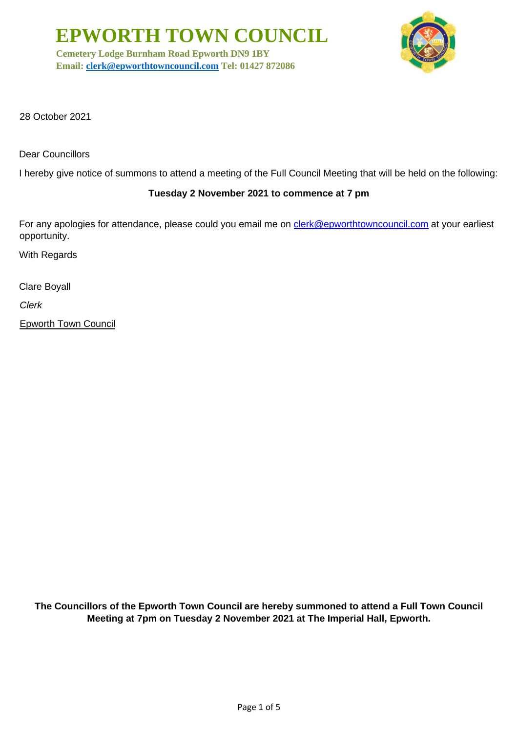# EPWORTH TOWN COUNCIL

**Cemetery Lodge Burnham Road Epworth DN9 1BY**
**Email: clerk@epworthtowncouncil.com Tel: 01427 872086**

28 October 2021

Dear Councillors

I hereby give notice of summons to attend a meeting of the Full Council Meeting that will be held on the following:

**Tuesday 2 November 2021 to commence at 7 pm**

For any apologies for attendance, please could you email me on clerk@epworthtowncouncil.com at your earliest opportunity.

With Regards

Clare Boyall

*Clerk*

Epworth Town Council

**The Councillors of the Epworth Town Council are hereby summoned to attend a Full Town Council Meeting at 7pm on Tuesday 2 November 2021 at The Imperial Hall, Epworth.**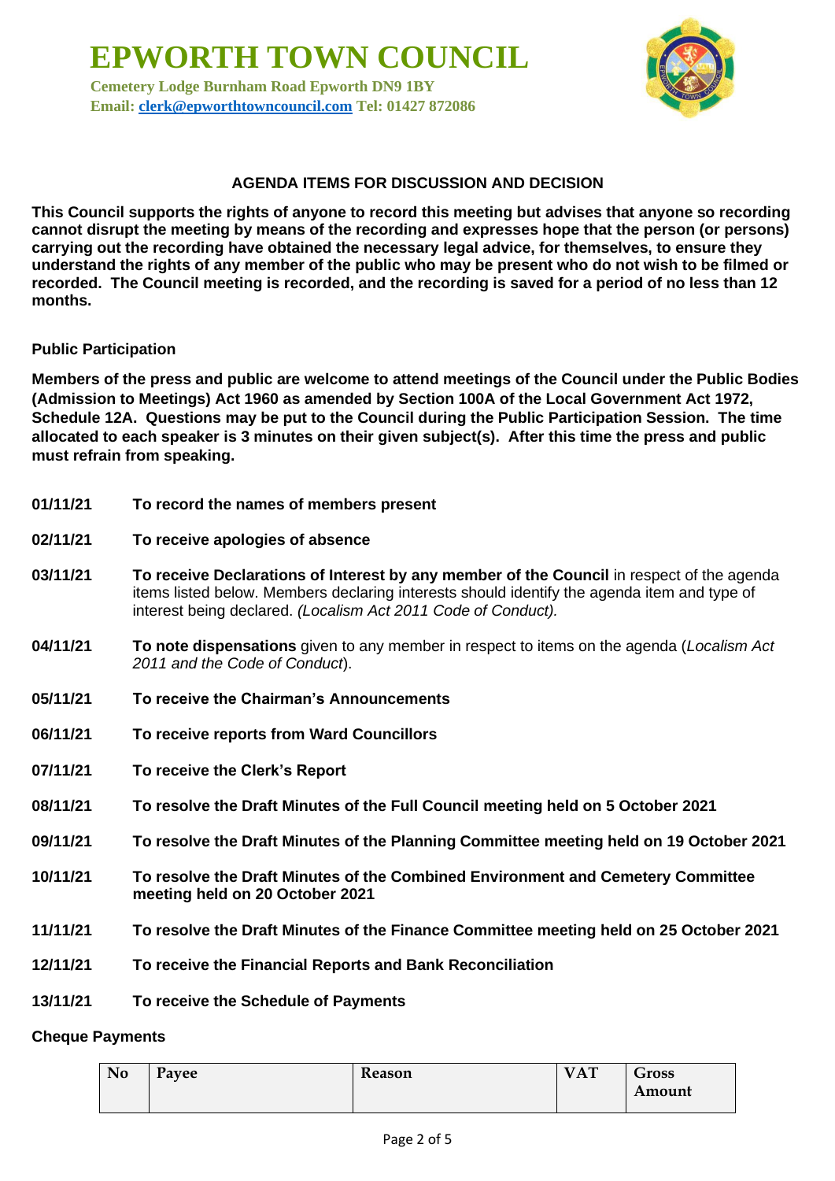# EPWORTH TOWN COUNCIL

**Cemetery Lodge Burnham Road Epworth DN9 1BY**
**Email: clerk@epworthtowncouncil.com Tel: 01427 872086**

### AGENDA ITEMS FOR DISCUSSION AND DECISION

**This Council supports the rights of anyone to record this meeting but advises that anyone so recording cannot disrupt the meeting by means of the recording and expresses hope that the person (or persons) carrying out the recording have obtained the necessary legal advice, for themselves, to ensure they understand the rights of any member of the public who may be present who do not wish to be filmed or recorded. The Council meeting is recorded, and the recording is saved for a period of no less than 12 months.**

**Public Participation**

**Members of the press and public are welcome to attend meetings of the Council under the Public Bodies (Admission to Meetings) Act 1960 as amended by Section 100A of the Local Government Act 1972, Schedule 12A. Questions may be put to the Council during the Public Participation Session. The time allocated to each speaker is 3 minutes on their given subject(s). After this time the press and public must refrain from speaking.**

**01/11/21** **To record the names of members present**

**02/11/21** **To receive apologies of absence**

**03/11/21** **To receive Declarations of Interest by any member of the Council** in respect of the agenda items listed below. Members declaring interests should identify the agenda item and type of interest being declared. *(Localism Act 2011 Code of Conduct).*

**04/11/21** **To note dispensations** given to any member in respect to items on the agenda (*Localism Act 2011 and the Code of Conduct*).

**05/11/21** **To receive the Chairman's Announcements**

**06/11/21** **To receive reports from Ward Councillors**

**07/11/21** **To receive the Clerk's Report**

**08/11/21** **To resolve the Draft Minutes of the Full Council meeting held on 5 October 2021**

**09/11/21** **To resolve the Draft Minutes of the Planning Committee meeting held on 19 October 2021**

**10/11/21** **To resolve the Draft Minutes of the Combined Environment and Cemetery Committee meeting held on 20 October 2021**

**11/11/21** **To resolve the Draft Minutes of the Finance Committee meeting held on 25 October 2021**

**12/11/21** **To receive the Financial Reports and Bank Reconciliation**

**13/11/21** **To receive the Schedule of Payments**

**Cheque Payments**

| No | Payee | Reason | VAT | Gross Amount |
|---|---|---|---|---|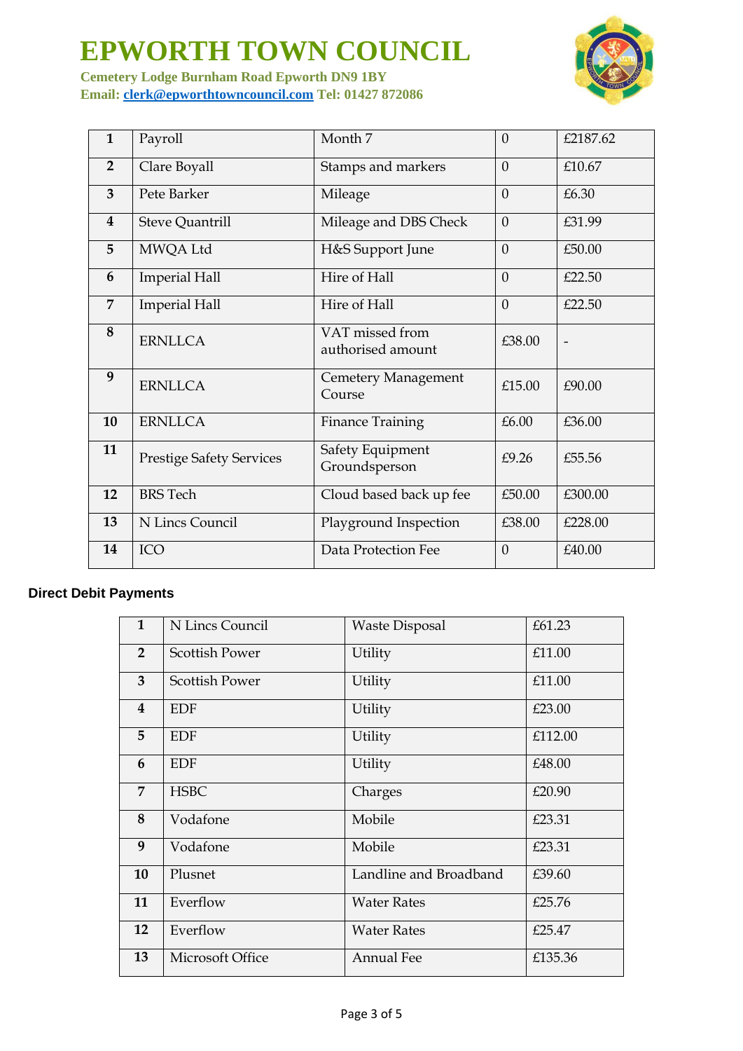# EPWORTH TOWN COUNCIL

**Cemetery Lodge Burnham Road Epworth DN9 1BY**
**Email: clerk@epworthtowncouncil.com Tel: 01427 872086**

| | | | | |
|---|---|---|---|---|
| **1** | Payroll | Month 7 | 0 | £2187.62 |
| **2** | Clare Boyall | Stamps and markers | 0 | £10.67 |
| **3** | Pete Barker | Mileage | 0 | £6.30 |
| **4** | Steve Quantrill | Mileage and DBS Check | 0 | £31.99 |
| **5** | MWQA Ltd | H&S Support June | 0 | £50.00 |
| **6** | Imperial Hall | Hire of Hall | 0 | £22.50 |
| **7** | Imperial Hall | Hire of Hall | 0 | £22.50 |
| **8** | ERNLLCA | VAT missed from authorised amount | £38.00 | - |
| **9** | ERNLLCA | Cemetery Management Course | £15.00 | £90.00 |
| **10** | ERNLLCA | Finance Training | £6.00 | £36.00 |
| **11** | Prestige Safety Services | Safety Equipment Groundsperson | £9.26 | £55.56 |
| **12** | BRS Tech | Cloud based back up fee | £50.00 | £300.00 |
| **13** | N Lincs Council | Playground Inspection | £38.00 | £228.00 |
| **14** | ICO | Data Protection Fee | 0 | £40.00 |

**Direct Debit Payments**

| | | | |
|---|---|---|---|
| **1** | N Lincs Council | Waste Disposal | £61.23 |
| **2** | Scottish Power | Utility | £11.00 |
| **3** | Scottish Power | Utility | £11.00 |
| **4** | EDF | Utility | £23.00 |
| **5** | EDF | Utility | £112.00 |
| **6** | EDF | Utility | £48.00 |
| **7** | HSBC | Charges | £20.90 |
| **8** | Vodafone | Mobile | £23.31 |
| **9** | Vodafone | Mobile | £23.31 |
| **10** | Plusnet | Landline and Broadband | £39.60 |
| **11** | Everflow | Water Rates | £25.76 |
| **12** | Everflow | Water Rates | £25.47 |
| **13** | Microsoft Office | Annual Fee | £135.36 |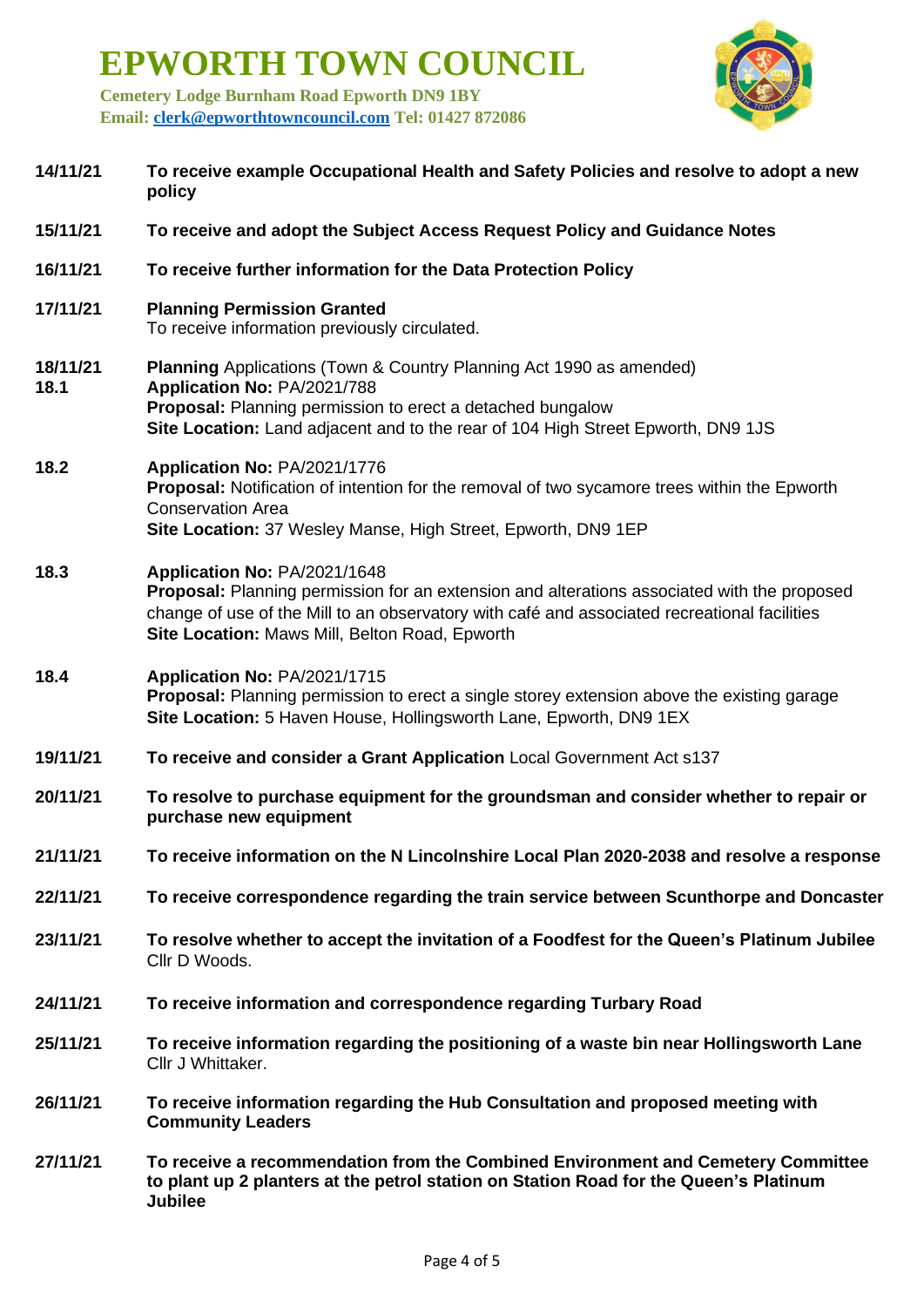# EPWORTH TOWN COUNCIL

**Cemetery Lodge Burnham Road Epworth DN9 1BY**
**Email: clerk@epworthtowncouncil.com Tel: 01427 872086**

**14/11/21** **To receive example Occupational Health and Safety Policies and resolve to adopt a new policy**

**15/11/21** **To receive and adopt the Subject Access Request Policy and Guidance Notes**

**16/11/21** **To receive further information for the Data Protection Policy**

**17/11/21** **Planning Permission Granted**
To receive information previously circulated.

**18/11/21** **Planning** Applications (Town & Country Planning Act 1990 as amended)

**18.1** **Application No:** PA/2021/788
**Proposal:** Planning permission to erect a detached bungalow
**Site Location:** Land adjacent and to the rear of 104 High Street Epworth, DN9 1JS

**18.2** **Application No:** PA/2021/1776
**Proposal:** Notification of intention for the removal of two sycamore trees within the Epworth Conservation Area
**Site Location:** 37 Wesley Manse, High Street, Epworth, DN9 1EP

**18.3** **Application No:** PA/2021/1648
**Proposal:** Planning permission for an extension and alterations associated with the proposed change of use of the Mill to an observatory with café and associated recreational facilities
**Site Location:** Maws Mill, Belton Road, Epworth

**18.4** **Application No:** PA/2021/1715
**Proposal:** Planning permission to erect a single storey extension above the existing garage
**Site Location:** 5 Haven House, Hollingsworth Lane, Epworth, DN9 1EX

**19/11/21** **To receive and consider a Grant Application** Local Government Act s137

**20/11/21** **To resolve to purchase equipment for the groundsman and consider whether to repair or purchase new equipment**

**21/11/21** **To receive information on the N Lincolnshire Local Plan 2020-2038 and resolve a response**

**22/11/21** **To receive correspondence regarding the train service between Scunthorpe and Doncaster**

**23/11/21** **To resolve whether to accept the invitation of a Foodfest for the Queen's Platinum Jubilee**
Cllr D Woods.

**24/11/21** **To receive information and correspondence regarding Turbary Road**

**25/11/21** **To receive information regarding the positioning of a waste bin near Hollingsworth Lane**
Cllr J Whittaker.

**26/11/21** **To receive information regarding the Hub Consultation and proposed meeting with Community Leaders**

**27/11/21** **To receive a recommendation from the Combined Environment and Cemetery Committee to plant up 2 planters at the petrol station on Station Road for the Queen's Platinum Jubilee**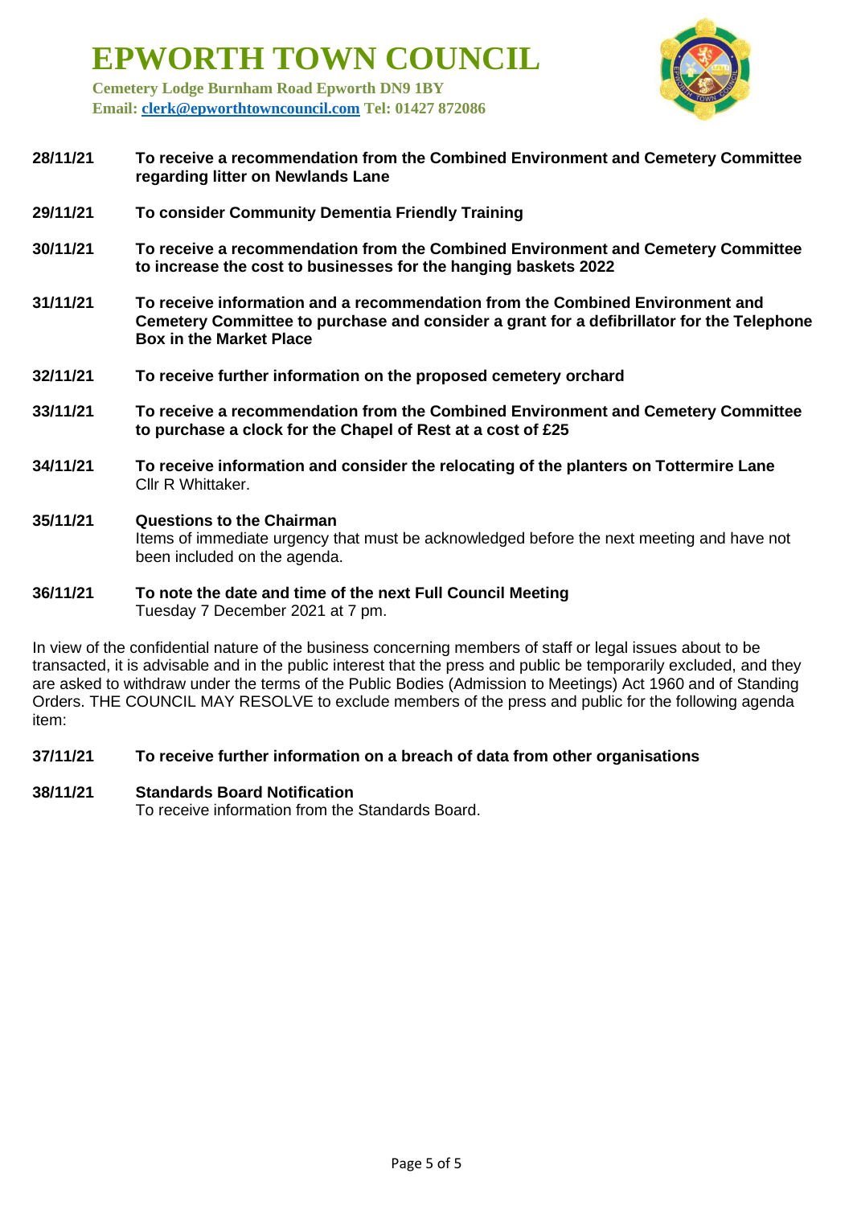# EPWORTH TOWN COUNCIL

**Cemetery Lodge Burnham Road Epworth DN9 1BY**
**Email: clerk@epworthtowncouncil.com Tel: 01427 872086**

**28/11/21** **To receive a recommendation from the Combined Environment and Cemetery Committee regarding litter on Newlands Lane**

**29/11/21** **To consider Community Dementia Friendly Training**

**30/11/21** **To receive a recommendation from the Combined Environment and Cemetery Committee to increase the cost to businesses for the hanging baskets 2022**

**31/11/21** **To receive information and a recommendation from the Combined Environment and Cemetery Committee to purchase and consider a grant for a defibrillator for the Telephone Box in the Market Place**

**32/11/21** **To receive further information on the proposed cemetery orchard**

**33/11/21** **To receive a recommendation from the Combined Environment and Cemetery Committee to purchase a clock for the Chapel of Rest at a cost of £25**

**34/11/21** **To receive information and consider the relocating of the planters on Tottermire Lane**
Cllr R Whittaker.

**35/11/21** **Questions to the Chairman**
Items of immediate urgency that must be acknowledged before the next meeting and have not been included on the agenda.

**36/11/21** **To note the date and time of the next Full Council Meeting**
Tuesday 7 December 2021 at 7 pm.

In view of the confidential nature of the business concerning members of staff or legal issues about to be transacted, it is advisable and in the public interest that the press and public be temporarily excluded, and they are asked to withdraw under the terms of the Public Bodies (Admission to Meetings) Act 1960 and of Standing Orders. THE COUNCIL MAY RESOLVE to exclude members of the press and public for the following agenda item:

**37/11/21** **To receive further information on a breach of data from other organisations**

**38/11/21** **Standards Board Notification**
To receive information from the Standards Board.